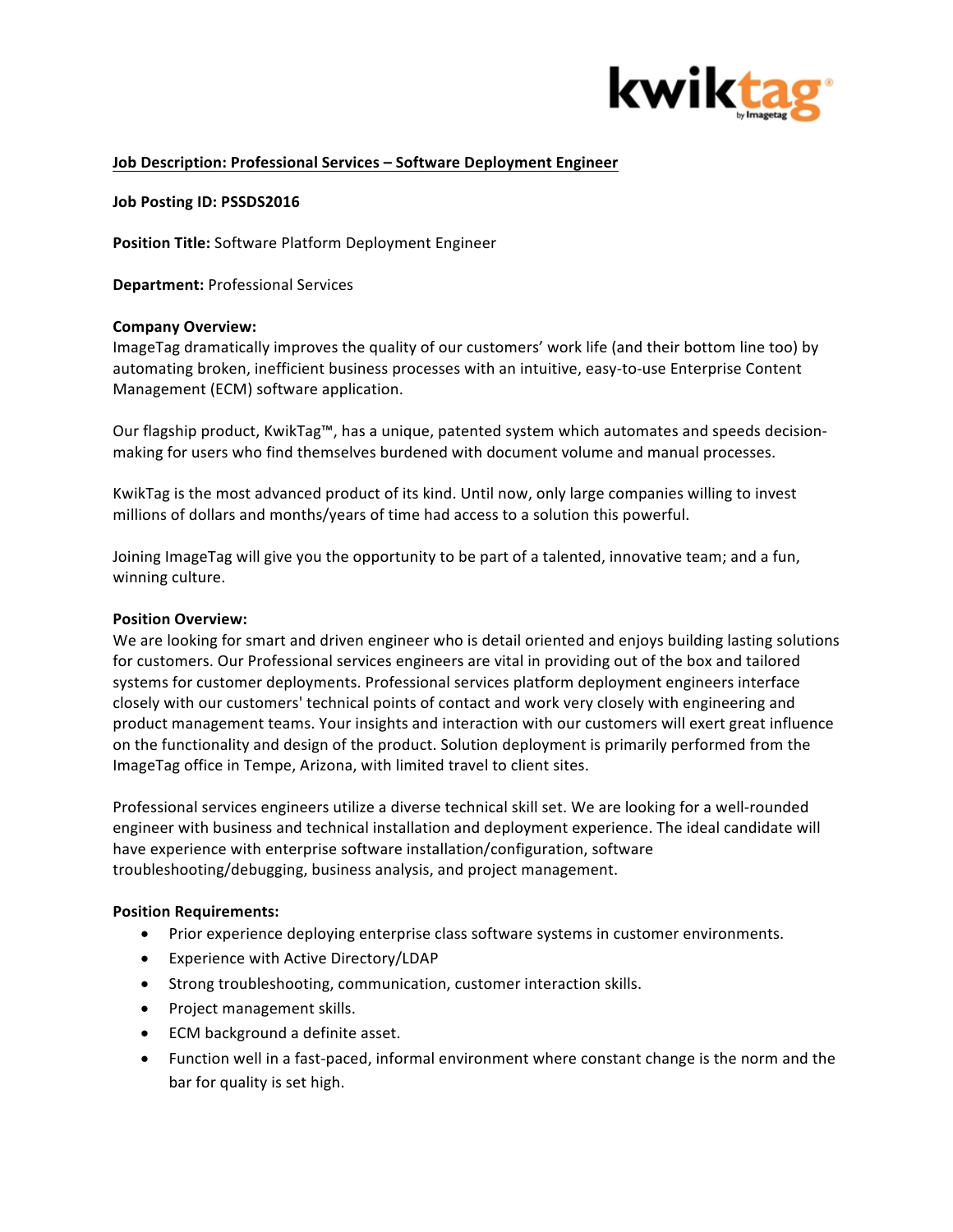kwiktag by Imagetag

## Job Description: Professional Services – Software Deployment Engineer

**Job Posting ID: PSSDS2016**

**Position Title:** Software Platform Deployment Engineer

**Department:** Professional Services

**Company Overview:**
ImageTag dramatically improves the quality of our customers' work life (and their bottom line too) by automating broken, inefficient business processes with an intuitive, easy-to-use Enterprise Content Management (ECM) software application.

Our flagship product, KwikTag™, has a unique, patented system which automates and speeds decision-making for users who find themselves burdened with document volume and manual processes.

KwikTag is the most advanced product of its kind. Until now, only large companies willing to invest millions of dollars and months/years of time had access to a solution this powerful.

Joining ImageTag will give you the opportunity to be part of a talented, innovative team; and a fun, winning culture.

**Position Overview:**
We are looking for smart and driven engineer who is detail oriented and enjoys building lasting solutions for customers. Our Professional services engineers are vital in providing out of the box and tailored systems for customer deployments. Professional services platform deployment engineers interface closely with our customers' technical points of contact and work very closely with engineering and product management teams. Your insights and interaction with our customers will exert great influence on the functionality and design of the product. Solution deployment is primarily performed from the ImageTag office in Tempe, Arizona, with limited travel to client sites.

Professional services engineers utilize a diverse technical skill set. We are looking for a well-rounded engineer with business and technical installation and deployment experience. The ideal candidate will have experience with enterprise software installation/configuration, software troubleshooting/debugging, business analysis, and project management.

**Position Requirements:**

- Prior experience deploying enterprise class software systems in customer environments.
- Experience with Active Directory/LDAP
- Strong troubleshooting, communication, customer interaction skills.
- Project management skills.
- ECM background a definite asset.
- Function well in a fast-paced, informal environment where constant change is the norm and the bar for quality is set high.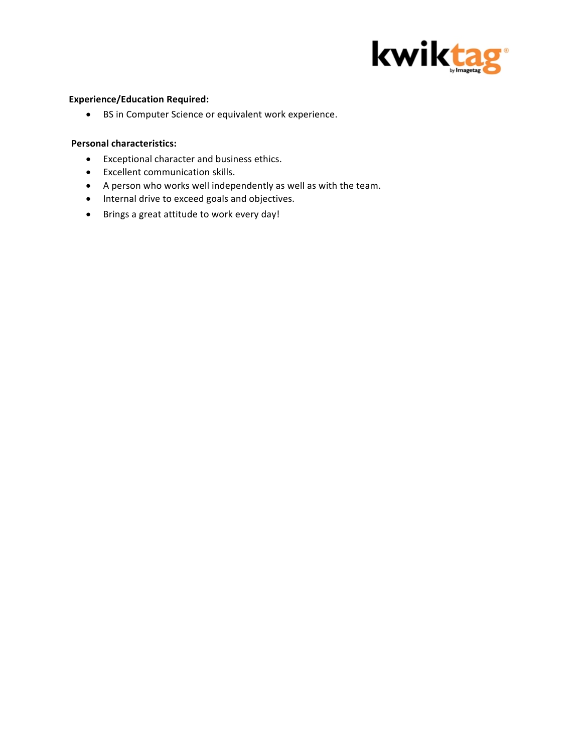**Experience/Education Required:**

- BS in Computer Science or equivalent work experience.

**Personal characteristics:**

- Exceptional character and business ethics.
- Excellent communication skills.
- A person who works well independently as well as with the team.
- Internal drive to exceed goals and objectives.
- Brings a great attitude to work every day!